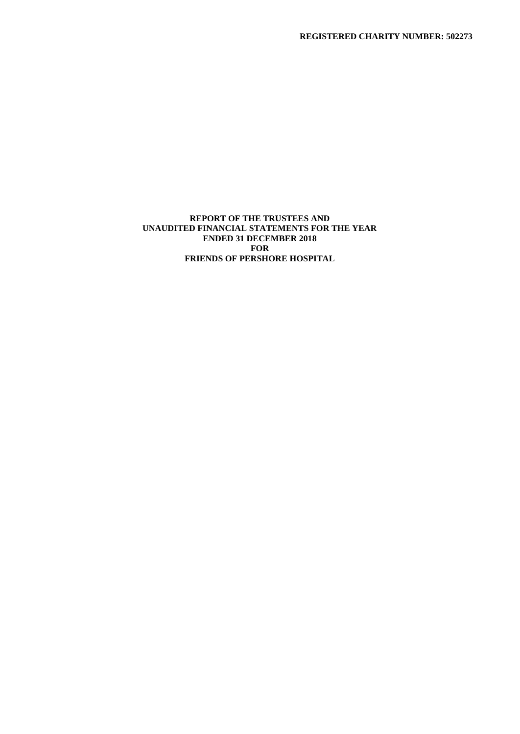**REGISTERED CHARITY NUMBER: 502273**

# REPORT OF THE TRUSTEES AND UNAUDITED FINANCIAL STATEMENTS FOR THE YEAR ENDED 31 DECEMBER 2018 FOR FRIENDS OF PERSHORE HOSPITAL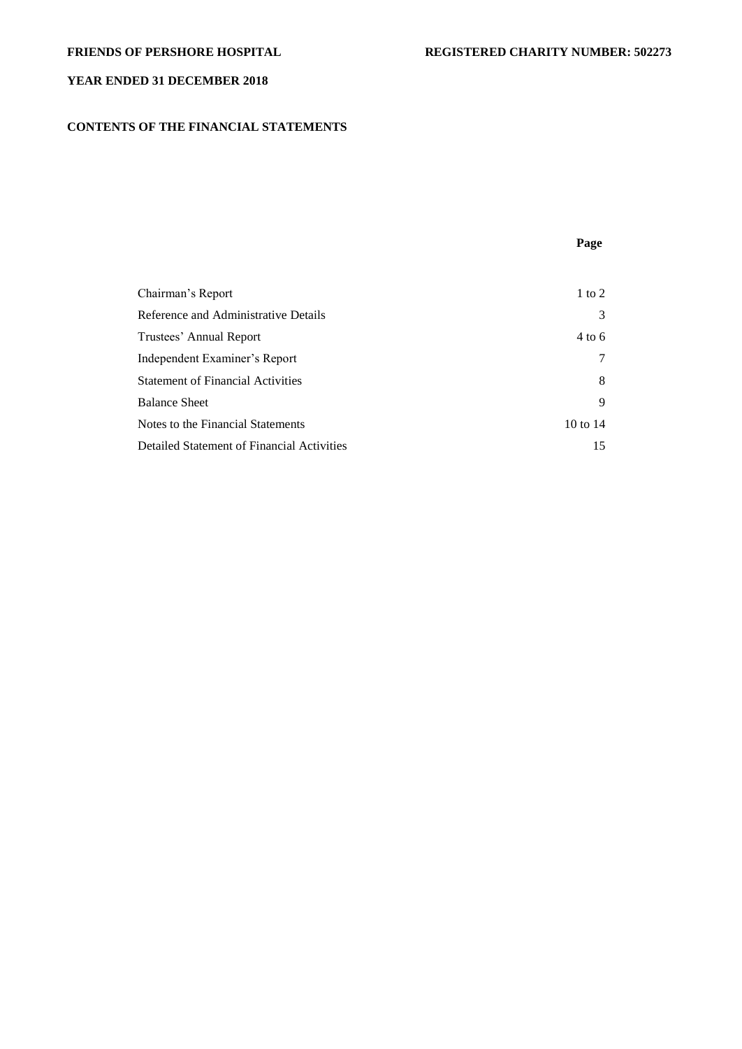**FRIENDS OF PERSHORE HOSPITAL** **REGISTERED CHARITY NUMBER: 502273**

**YEAR ENDED 31 DECEMBER 2018**

## CONTENTS OF THE FINANCIAL STATEMENTS

| | **Page** |
|---|---|
| Chairman's Report | 1 to 2 |
| Reference and Administrative Details | 3 |
| Trustees' Annual Report | 4 to 6 |
| Independent Examiner's Report | 7 |
| Statement of Financial Activities | 8 |
| Balance Sheet | 9 |
| Notes to the Financial Statements | 10 to 14 |
| Detailed Statement of Financial Activities | 15 |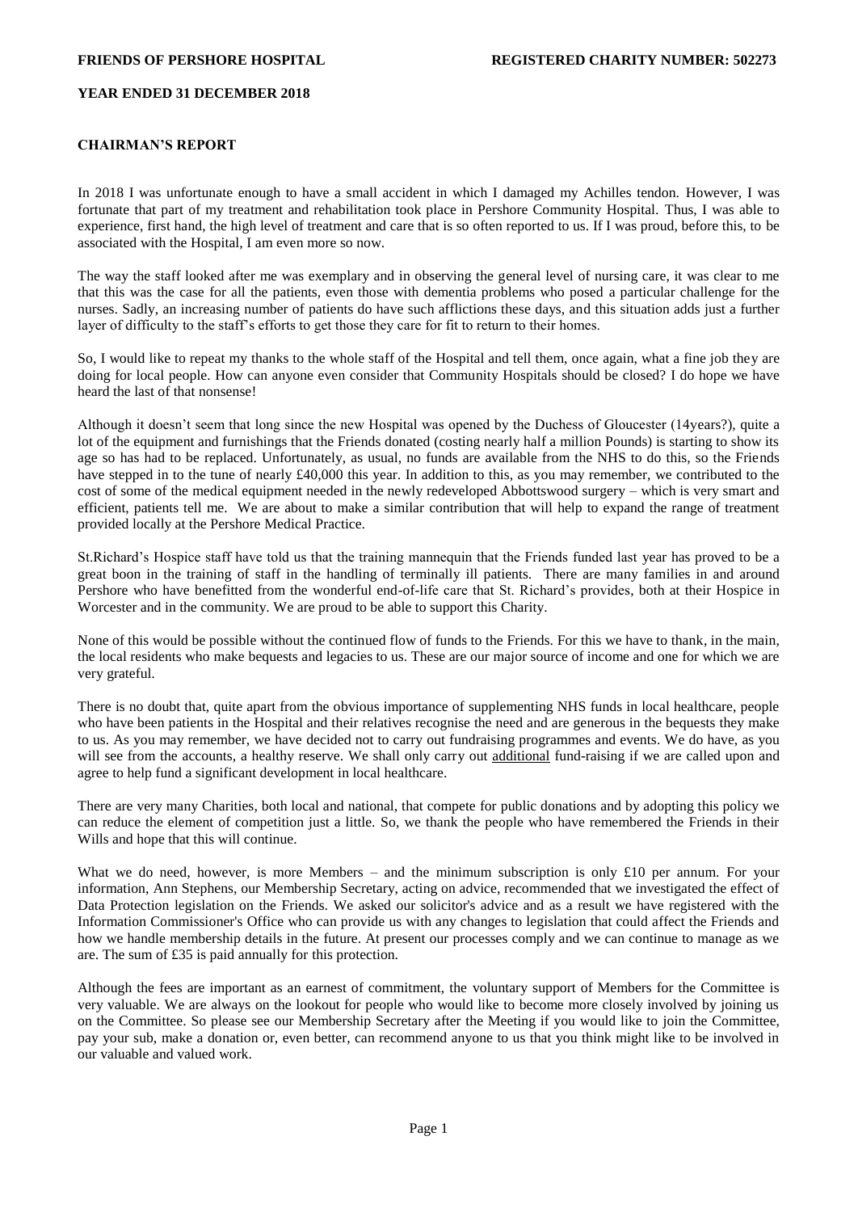**FRIENDS OF PERSHORE HOSPITAL** **REGISTERED CHARITY NUMBER: 502273**

**YEAR ENDED 31 DECEMBER 2018**

## CHAIRMAN'S REPORT

In 2018 I was unfortunate enough to have a small accident in which I damaged my Achilles tendon. However, I was fortunate that part of my treatment and rehabilitation took place in Pershore Community Hospital. Thus, I was able to experience, first hand, the high level of treatment and care that is so often reported to us. If I was proud, before this, to be associated with the Hospital, I am even more so now.

The way the staff looked after me was exemplary and in observing the general level of nursing care, it was clear to me that this was the case for all the patients, even those with dementia problems who posed a particular challenge for the nurses. Sadly, an increasing number of patients do have such afflictions these days, and this situation adds just a further layer of difficulty to the staff's efforts to get those they care for fit to return to their homes.

So, I would like to repeat my thanks to the whole staff of the Hospital and tell them, once again, what a fine job they are doing for local people. How can anyone even consider that Community Hospitals should be closed? I do hope we have heard the last of that nonsense!

Although it doesn't seem that long since the new Hospital was opened by the Duchess of Gloucester (14years?), quite a lot of the equipment and furnishings that the Friends donated (costing nearly half a million Pounds) is starting to show its age so has had to be replaced. Unfortunately, as usual, no funds are available from the NHS to do this, so the Friends have stepped in to the tune of nearly £40,000 this year. In addition to this, as you may remember, we contributed to the cost of some of the medical equipment needed in the newly redeveloped Abbottswood surgery – which is very smart and efficient, patients tell me. We are about to make a similar contribution that will help to expand the range of treatment provided locally at the Pershore Medical Practice.

St.Richard's Hospice staff have told us that the training mannequin that the Friends funded last year has proved to be a great boon in the training of staff in the handling of terminally ill patients. There are many families in and around Pershore who have benefitted from the wonderful end-of-life care that St. Richard's provides, both at their Hospice in Worcester and in the community. We are proud to be able to support this Charity.

None of this would be possible without the continued flow of funds to the Friends. For this we have to thank, in the main, the local residents who make bequests and legacies to us. These are our major source of income and one for which we are very grateful.

There is no doubt that, quite apart from the obvious importance of supplementing NHS funds in local healthcare, people who have been patients in the Hospital and their relatives recognise the need and are generous in the bequests they make to us. As you may remember, we have decided not to carry out fundraising programmes and events. We do have, as you will see from the accounts, a healthy reserve. We shall only carry out additional fund-raising if we are called upon and agree to help fund a significant development in local healthcare.

There are very many Charities, both local and national, that compete for public donations and by adopting this policy we can reduce the element of competition just a little. So, we thank the people who have remembered the Friends in their Wills and hope that this will continue.

What we do need, however, is more Members – and the minimum subscription is only £10 per annum. For your information, Ann Stephens, our Membership Secretary, acting on advice, recommended that we investigated the effect of Data Protection legislation on the Friends. We asked our solicitor's advice and as a result we have registered with the Information Commissioner's Office who can provide us with any changes to legislation that could affect the Friends and how we handle membership details in the future. At present our processes comply and we can continue to manage as we are. The sum of £35 is paid annually for this protection.

Although the fees are important as an earnest of commitment, the voluntary support of Members for the Committee is very valuable. We are always on the lookout for people who would like to become more closely involved by joining us on the Committee. So please see our Membership Secretary after the Meeting if you would like to join the Committee, pay your sub, make a donation or, even better, can recommend anyone to us that you think might like to be involved in our valuable and valued work.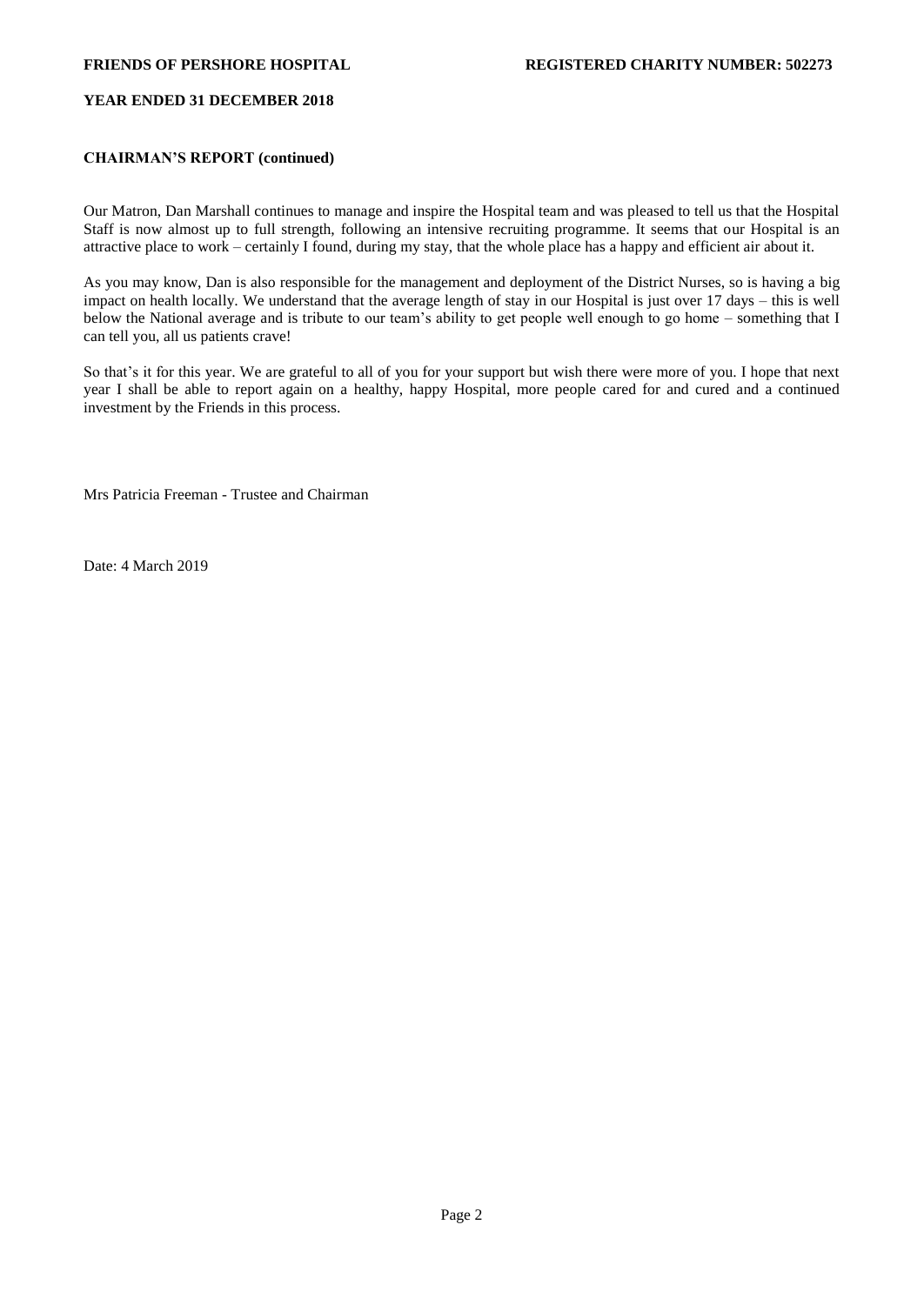**CHAIRMAN'S REPORT (continued)**

Our Matron, Dan Marshall continues to manage and inspire the Hospital team and was pleased to tell us that the Hospital Staff is now almost up to full strength, following an intensive recruiting programme. It seems that our Hospital is an attractive place to work – certainly I found, during my stay, that the whole place has a happy and efficient air about it.

As you may know, Dan is also responsible for the management and deployment of the District Nurses, so is having a big impact on health locally. We understand that the average length of stay in our Hospital is just over 17 days – this is well below the National average and is tribute to our team's ability to get people well enough to go home – something that I can tell you, all us patients crave!

So that's it for this year. We are grateful to all of you for your support but wish there were more of you. I hope that next year I shall be able to report again on a healthy, happy Hospital, more people cared for and cured and a continued investment by the Friends in this process.

Mrs Patricia Freeman - Trustee and Chairman

Date: 4 March 2019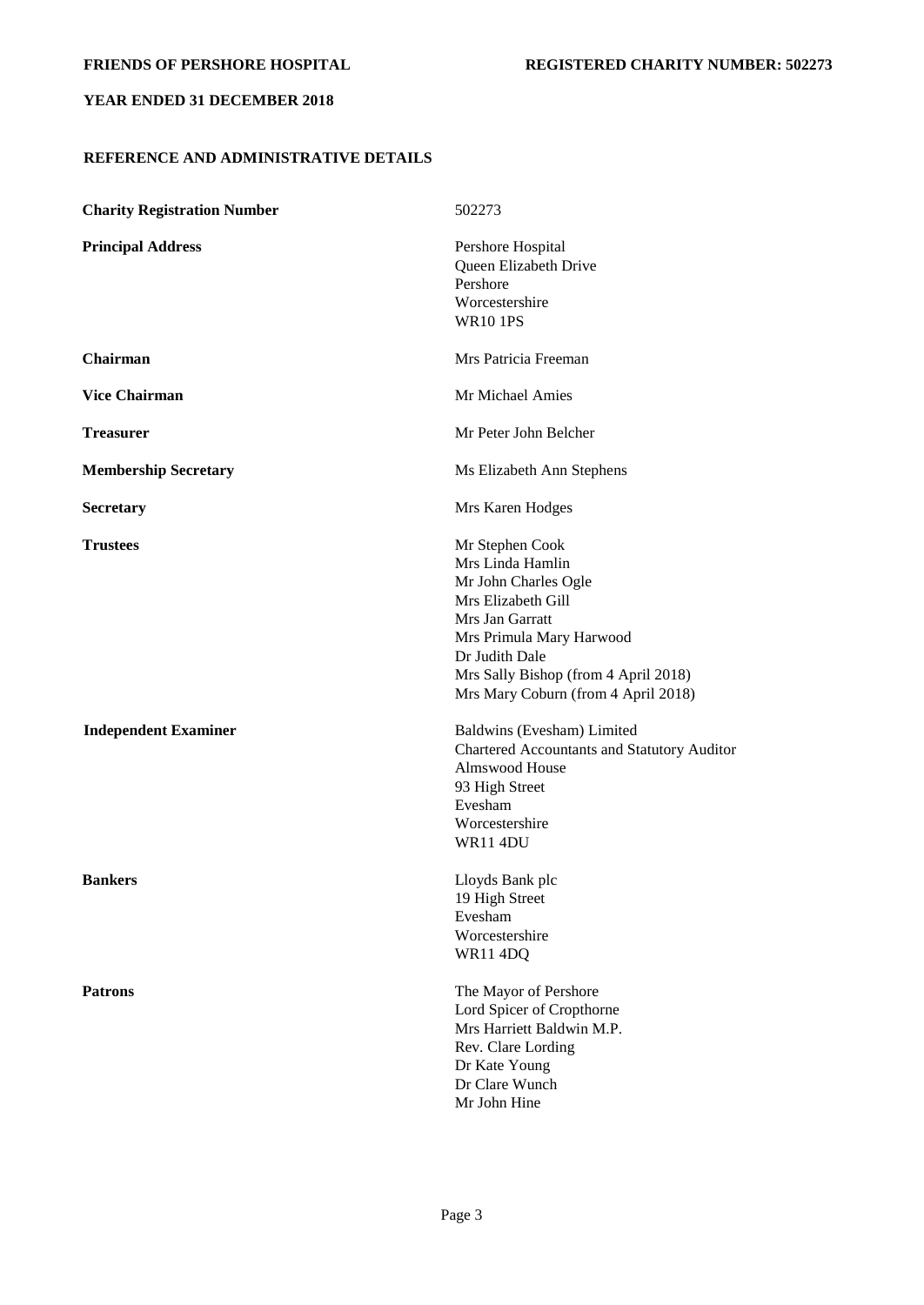## REFERENCE AND ADMINISTRATIVE DETAILS

| | |
|---|---|
| **Charity Registration Number** | 502273 |
| **Principal Address** | Pershore Hospital<br>Queen Elizabeth Drive<br>Pershore<br>Worcestershire<br>WR10 1PS |
| **Chairman** | Mrs Patricia Freeman |
| **Vice Chairman** | Mr Michael Amies |
| **Treasurer** | Mr Peter John Belcher |
| **Membership Secretary** | Ms Elizabeth Ann Stephens |
| **Secretary** | Mrs Karen Hodges |
| **Trustees** | Mr Stephen Cook<br>Mrs Linda Hamlin<br>Mr John Charles Ogle<br>Mrs Elizabeth Gill<br>Mrs Jan Garratt<br>Mrs Primula Mary Harwood<br>Dr Judith Dale<br>Mrs Sally Bishop (from 4 April 2018)<br>Mrs Mary Coburn (from 4 April 2018) |
| **Independent Examiner** | Baldwins (Evesham) Limited<br>Chartered Accountants and Statutory Auditor<br>Almswood House<br>93 High Street<br>Evesham<br>Worcestershire<br>WR11 4DU |
| **Bankers** | Lloyds Bank plc<br>19 High Street<br>Evesham<br>Worcestershire<br>WR11 4DQ |
| **Patrons** | The Mayor of Pershore<br>Lord Spicer of Cropthorne<br>Mrs Harriett Baldwin M.P.<br>Rev. Clare Lording<br>Dr Kate Young<br>Dr Clare Wunch<br>Mr John Hine |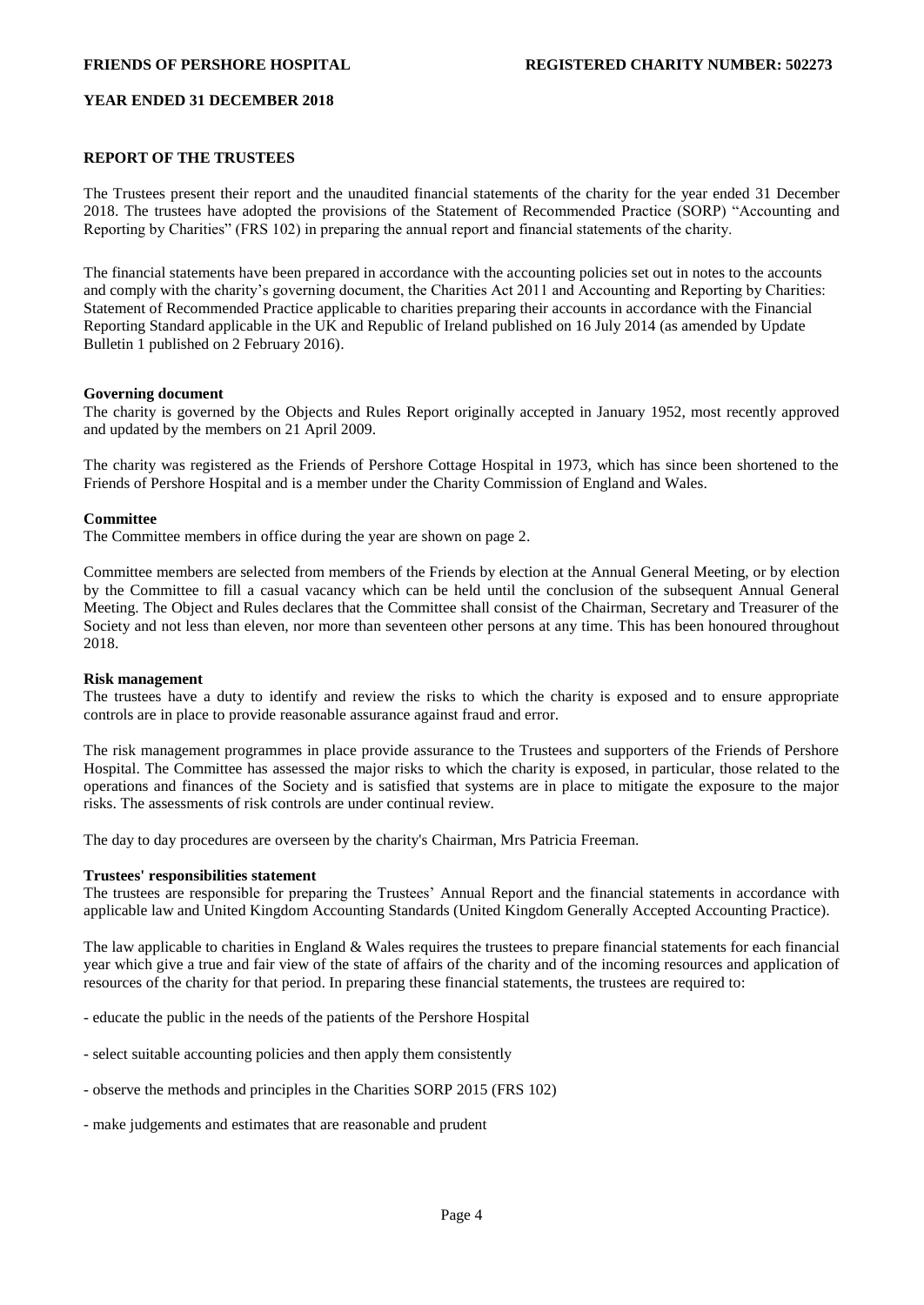**FRIENDS OF PERSHORE HOSPITAL** **REGISTERED CHARITY NUMBER: 502273**

**YEAR ENDED 31 DECEMBER 2018**

## REPORT OF THE TRUSTEES

The Trustees present their report and the unaudited financial statements of the charity for the year ended 31 December 2018. The trustees have adopted the provisions of the Statement of Recommended Practice (SORP) "Accounting and Reporting by Charities" (FRS 102) in preparing the annual report and financial statements of the charity.

The financial statements have been prepared in accordance with the accounting policies set out in notes to the accounts and comply with the charity's governing document, the Charities Act 2011 and Accounting and Reporting by Charities: Statement of Recommended Practice applicable to charities preparing their accounts in accordance with the Financial Reporting Standard applicable in the UK and Republic of Ireland published on 16 July 2014 (as amended by Update Bulletin 1 published on 2 February 2016).

### Governing document

The charity is governed by the Objects and Rules Report originally accepted in January 1952, most recently approved and updated by the members on 21 April 2009.

The charity was registered as the Friends of Pershore Cottage Hospital in 1973, which has since been shortened to the Friends of Pershore Hospital and is a member under the Charity Commission of England and Wales.

### Committee

The Committee members in office during the year are shown on page 2.

Committee members are selected from members of the Friends by election at the Annual General Meeting, or by election by the Committee to fill a casual vacancy which can be held until the conclusion of the subsequent Annual General Meeting. The Object and Rules declares that the Committee shall consist of the Chairman, Secretary and Treasurer of the Society and not less than eleven, nor more than seventeen other persons at any time. This has been honoured throughout 2018.

### Risk management

The trustees have a duty to identify and review the risks to which the charity is exposed and to ensure appropriate controls are in place to provide reasonable assurance against fraud and error.

The risk management programmes in place provide assurance to the Trustees and supporters of the Friends of Pershore Hospital. The Committee has assessed the major risks to which the charity is exposed, in particular, those related to the operations and finances of the Society and is satisfied that systems are in place to mitigate the exposure to the major risks. The assessments of risk controls are under continual review.

The day to day procedures are overseen by the charity's Chairman, Mrs Patricia Freeman.

### Trustees' responsibilities statement

The trustees are responsible for preparing the Trustees' Annual Report and the financial statements in accordance with applicable law and United Kingdom Accounting Standards (United Kingdom Generally Accepted Accounting Practice).

The law applicable to charities in England & Wales requires the trustees to prepare financial statements for each financial year which give a true and fair view of the state of affairs of the charity and of the incoming resources and application of resources of the charity for that period. In preparing these financial statements, the trustees are required to:

- educate the public in the needs of the patients of the Pershore Hospital

- select suitable accounting policies and then apply them consistently

- observe the methods and principles in the Charities SORP 2015 (FRS 102)

- make judgements and estimates that are reasonable and prudent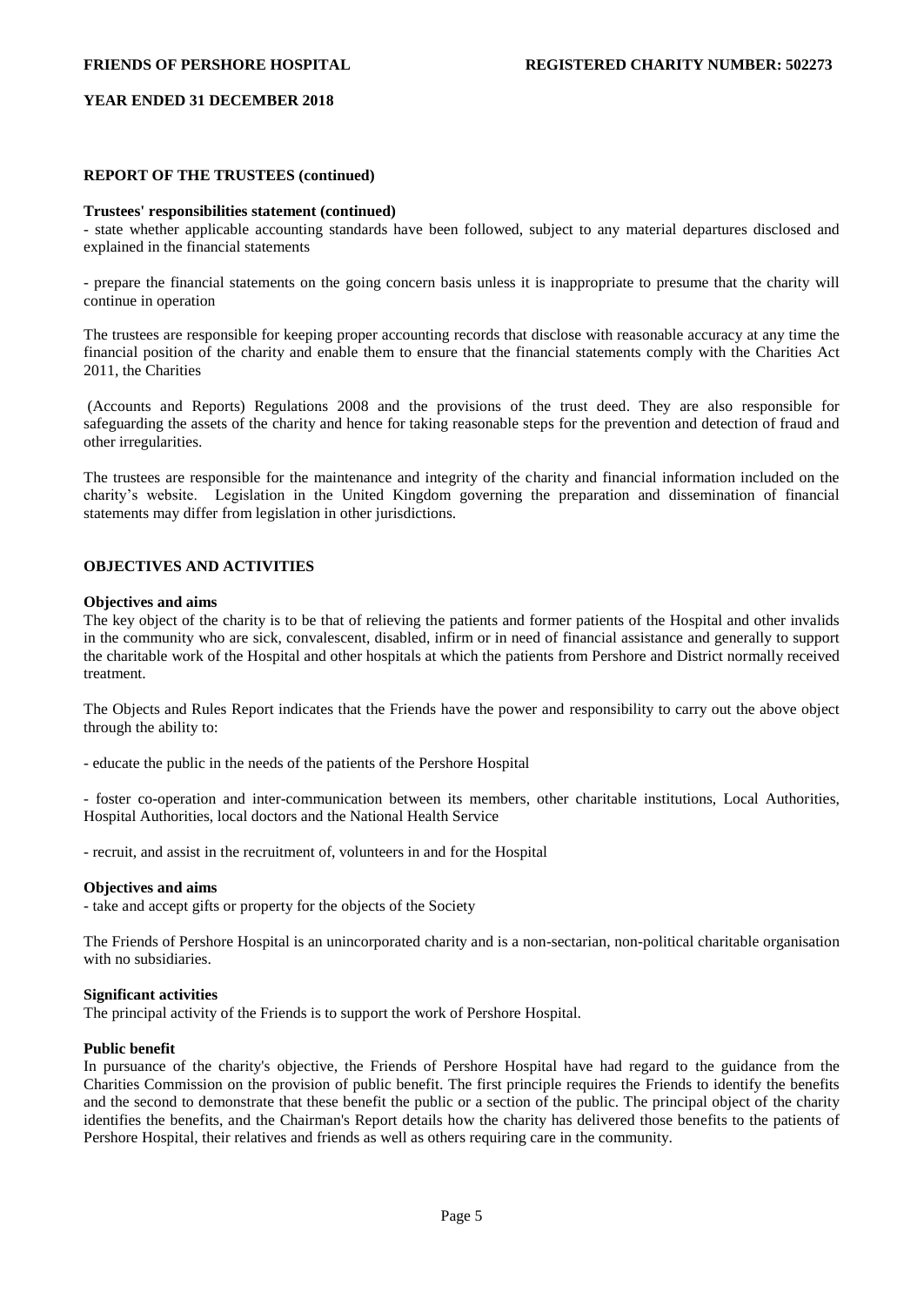## REPORT OF THE TRUSTEES (continued)

**Trustees' responsibilities statement (continued)**

- state whether applicable accounting standards have been followed, subject to any material departures disclosed and explained in the financial statements

- prepare the financial statements on the going concern basis unless it is inappropriate to presume that the charity will continue in operation

The trustees are responsible for keeping proper accounting records that disclose with reasonable accuracy at any time the financial position of the charity and enable them to ensure that the financial statements comply with the Charities Act 2011, the Charities

(Accounts and Reports) Regulations 2008 and the provisions of the trust deed. They are also responsible for safeguarding the assets of the charity and hence for taking reasonable steps for the prevention and detection of fraud and other irregularities.

The trustees are responsible for the maintenance and integrity of the charity and financial information included on the charity's website. Legislation in the United Kingdom governing the preparation and dissemination of financial statements may differ from legislation in other jurisdictions.

## OBJECTIVES AND ACTIVITIES

**Objectives and aims**

The key object of the charity is to be that of relieving the patients and former patients of the Hospital and other invalids in the community who are sick, convalescent, disabled, infirm or in need of financial assistance and generally to support the charitable work of the Hospital and other hospitals at which the patients from Pershore and District normally received treatment.

The Objects and Rules Report indicates that the Friends have the power and responsibility to carry out the above object through the ability to:

- educate the public in the needs of the patients of the Pershore Hospital

- foster co-operation and inter-communication between its members, other charitable institutions, Local Authorities, Hospital Authorities, local doctors and the National Health Service

- recruit, and assist in the recruitment of, volunteers in and for the Hospital

**Objectives and aims**

- take and accept gifts or property for the objects of the Society

The Friends of Pershore Hospital is an unincorporated charity and is a non-sectarian, non-political charitable organisation with no subsidiaries.

**Significant activities**

The principal activity of the Friends is to support the work of Pershore Hospital.

**Public benefit**

In pursuance of the charity's objective, the Friends of Pershore Hospital have had regard to the guidance from the Charities Commission on the provision of public benefit. The first principle requires the Friends to identify the benefits and the second to demonstrate that these benefit the public or a section of the public. The principal object of the charity identifies the benefits, and the Chairman's Report details how the charity has delivered those benefits to the patients of Pershore Hospital, their relatives and friends as well as others requiring care in the community.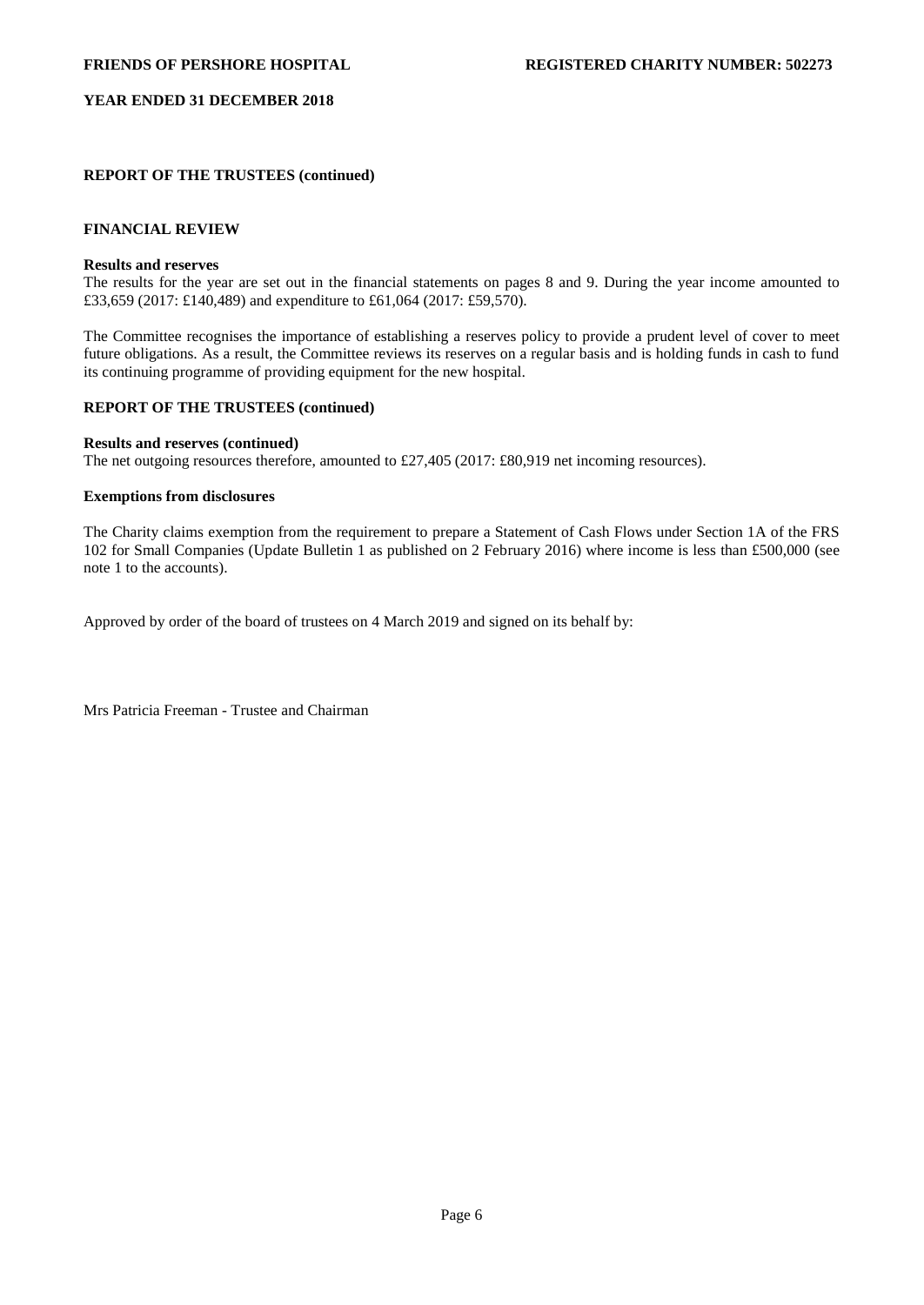**REPORT OF THE TRUSTEES (continued)**

**FINANCIAL REVIEW**

**Results and reserves**

The results for the year are set out in the financial statements on pages 8 and 9. During the year income amounted to £33,659 (2017: £140,489) and expenditure to £61,064 (2017: £59,570).

The Committee recognises the importance of establishing a reserves policy to provide a prudent level of cover to meet future obligations. As a result, the Committee reviews its reserves on a regular basis and is holding funds in cash to fund its continuing programme of providing equipment for the new hospital.

**REPORT OF THE TRUSTEES (continued)**

**Results and reserves (continued)**

The net outgoing resources therefore, amounted to £27,405 (2017: £80,919 net incoming resources).

**Exemptions from disclosures**

The Charity claims exemption from the requirement to prepare a Statement of Cash Flows under Section 1A of the FRS 102 for Small Companies (Update Bulletin 1 as published on 2 February 2016) where income is less than £500,000 (see note 1 to the accounts).

Approved by order of the board of trustees on 4 March 2019 and signed on its behalf by:

Mrs Patricia Freeman - Trustee and Chairman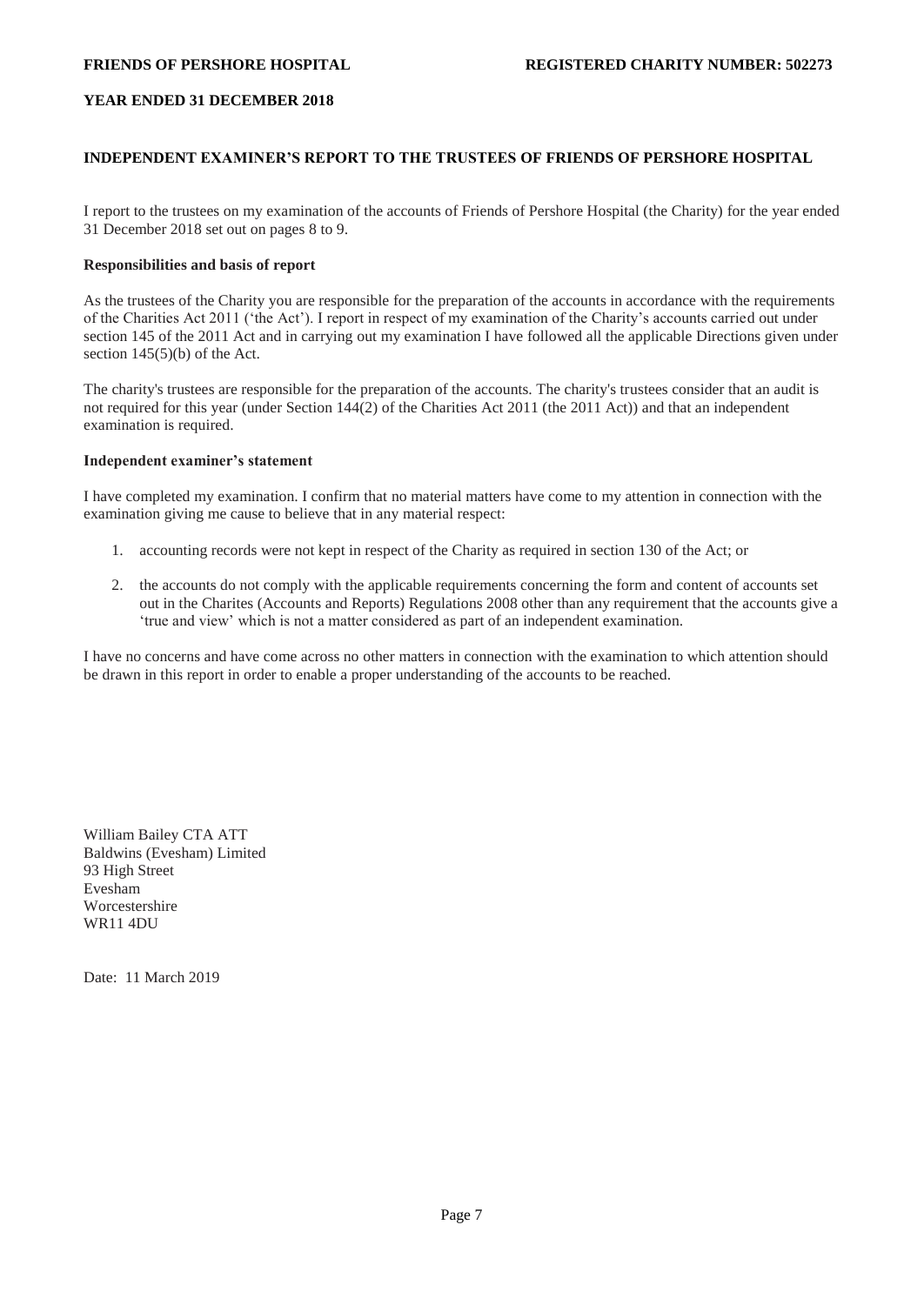**FRIENDS OF PERSHORE HOSPITAL** **REGISTERED CHARITY NUMBER: 502273**

**YEAR ENDED 31 DECEMBER 2018**

## INDEPENDENT EXAMINER'S REPORT TO THE TRUSTEES OF FRIENDS OF PERSHORE HOSPITAL

I report to the trustees on my examination of the accounts of Friends of Pershore Hospital (the Charity) for the year ended 31 December 2018 set out on pages 8 to 9.

### Responsibilities and basis of report

As the trustees of the Charity you are responsible for the preparation of the accounts in accordance with the requirements of the Charities Act 2011 ('the Act'). I report in respect of my examination of the Charity's accounts carried out under section 145 of the 2011 Act and in carrying out my examination I have followed all the applicable Directions given under section 145(5)(b) of the Act.

The charity's trustees are responsible for the preparation of the accounts. The charity's trustees consider that an audit is not required for this year (under Section 144(2) of the Charities Act 2011 (the 2011 Act)) and that an independent examination is required.

### Independent examiner's statement

I have completed my examination. I confirm that no material matters have come to my attention in connection with the examination giving me cause to believe that in any material respect:

1. accounting records were not kept in respect of the Charity as required in section 130 of the Act; or
2. the accounts do not comply with the applicable requirements concerning the form and content of accounts set out in the Charites (Accounts and Reports) Regulations 2008 other than any requirement that the accounts give a 'true and view' which is not a matter considered as part of an independent examination.

I have no concerns and have come across no other matters in connection with the examination to which attention should be drawn in this report in order to enable a proper understanding of the accounts to be reached.

William Bailey CTA ATT
Baldwins (Evesham) Limited
93 High Street
Evesham
Worcestershire
WR11 4DU

Date: 11 March 2019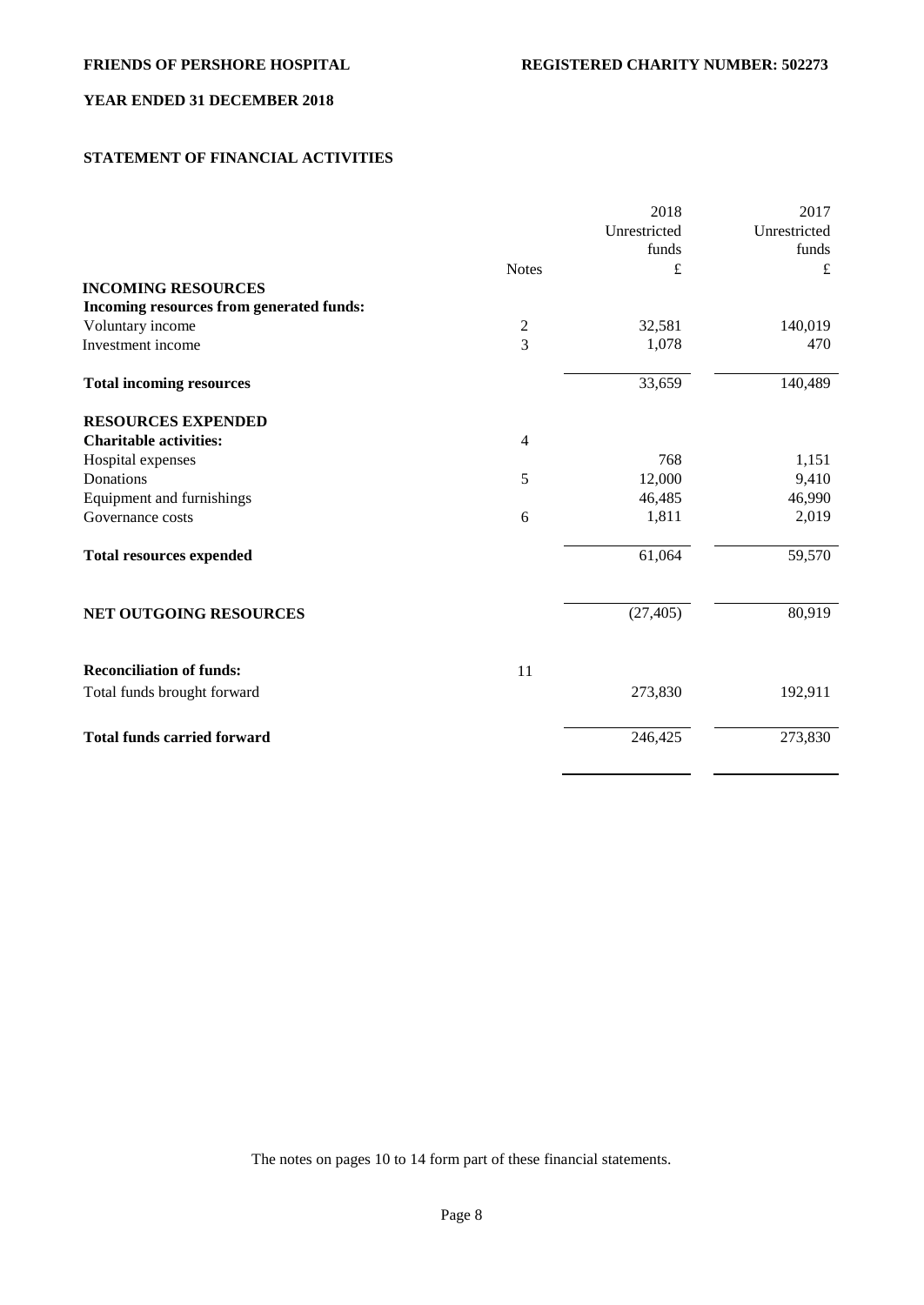**FRIENDS OF PERSHORE HOSPITAL** | **REGISTERED CHARITY NUMBER: 502273**

**YEAR ENDED 31 DECEMBER 2018**

## STATEMENT OF FINANCIAL ACTIVITIES

| | Notes | 2018 Unrestricted funds £ | 2017 Unrestricted funds £ |
|---|---|---|---|
| **INCOMING RESOURCES** | | | |
| **Incoming resources from generated funds:** | | | |
| Voluntary income | 2 | 32,581 | 140,019 |
| Investment income | 3 | 1,078 | 470 |
| **Total incoming resources** | | 33,659 | 140,489 |
| **RESOURCES EXPENDED** | | | |
| **Charitable activities:** | 4 | | |
| Hospital expenses | | 768 | 1,151 |
| Donations | 5 | 12,000 | 9,410 |
| Equipment and furnishings | | 46,485 | 46,990 |
| Governance costs | 6 | 1,811 | 2,019 |
| **Total resources expended** | | 61,064 | 59,570 |
| **NET OUTGOING RESOURCES** | | (27,405) | 80,919 |
| **Reconciliation of funds:** | 11 | | |
| Total funds brought forward | | 273,830 | 192,911 |
| **Total funds carried forward** | | 246,425 | 273,830 |

The notes on pages 10 to 14 form part of these financial statements.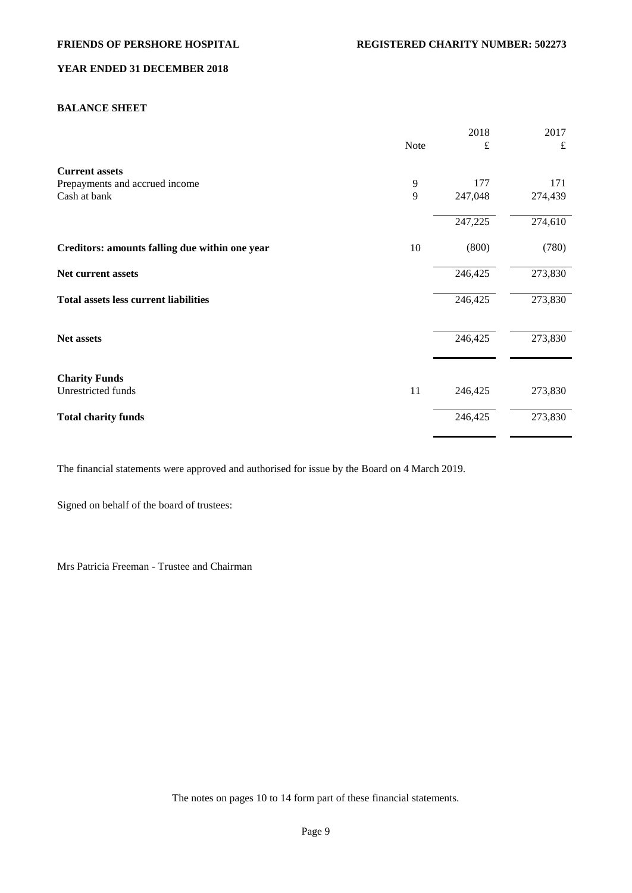**FRIENDS OF PERSHORE HOSPITAL** **REGISTERED CHARITY NUMBER: 502273**

**YEAR ENDED 31 DECEMBER 2018**

## BALANCE SHEET

| | Note | 2018 £ | 2017 £ |
|---|---|---|---|
| **Current assets** | | | |
| Prepayments and accrued income | 9 | 177 | 171 |
| Cash at bank | 9 | 247,048 | 274,439 |
| | | 247,225 | 274,610 |
| **Creditors: amounts falling due within one year** | 10 | (800) | (780) |
| **Net current assets** | | 246,425 | 273,830 |
| **Total assets less current liabilities** | | 246,425 | 273,830 |
| **Net assets** | | 246,425 | 273,830 |
| **Charity Funds** | | | |
| Unrestricted funds | 11 | 246,425 | 273,830 |
| **Total charity funds** | | 246,425 | 273,830 |

The financial statements were approved and authorised for issue by the Board on 4 March 2019.

Signed on behalf of the board of trustees:

Mrs Patricia Freeman - Trustee and Chairman

The notes on pages 10 to 14 form part of these financial statements.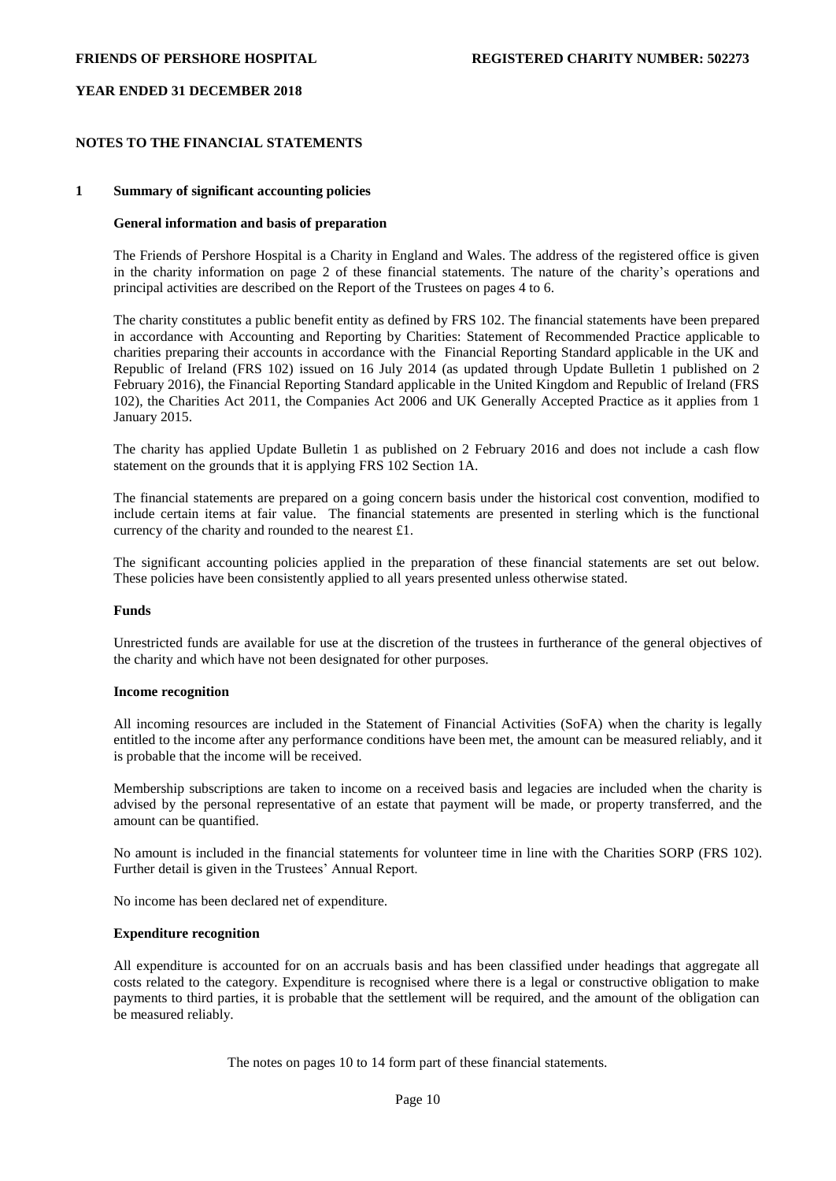## NOTES TO THE FINANCIAL STATEMENTS

### 1 Summary of significant accounting policies

**General information and basis of preparation**

The Friends of Pershore Hospital is a Charity in England and Wales. The address of the registered office is given in the charity information on page 2 of these financial statements. The nature of the charity's operations and principal activities are described on the Report of the Trustees on pages 4 to 6.

The charity constitutes a public benefit entity as defined by FRS 102. The financial statements have been prepared in accordance with Accounting and Reporting by Charities: Statement of Recommended Practice applicable to charities preparing their accounts in accordance with the Financial Reporting Standard applicable in the UK and Republic of Ireland (FRS 102) issued on 16 July 2014 (as updated through Update Bulletin 1 published on 2 February 2016), the Financial Reporting Standard applicable in the United Kingdom and Republic of Ireland (FRS 102), the Charities Act 2011, the Companies Act 2006 and UK Generally Accepted Practice as it applies from 1 January 2015.

The charity has applied Update Bulletin 1 as published on 2 February 2016 and does not include a cash flow statement on the grounds that it is applying FRS 102 Section 1A.

The financial statements are prepared on a going concern basis under the historical cost convention, modified to include certain items at fair value. The financial statements are presented in sterling which is the functional currency of the charity and rounded to the nearest £1.

The significant accounting policies applied in the preparation of these financial statements are set out below. These policies have been consistently applied to all years presented unless otherwise stated.

**Funds**

Unrestricted funds are available for use at the discretion of the trustees in furtherance of the general objectives of the charity and which have not been designated for other purposes.

**Income recognition**

All incoming resources are included in the Statement of Financial Activities (SoFA) when the charity is legally entitled to the income after any performance conditions have been met, the amount can be measured reliably, and it is probable that the income will be received.

Membership subscriptions are taken to income on a received basis and legacies are included when the charity is advised by the personal representative of an estate that payment will be made, or property transferred, and the amount can be quantified.

No amount is included in the financial statements for volunteer time in line with the Charities SORP (FRS 102). Further detail is given in the Trustees' Annual Report.

No income has been declared net of expenditure.

**Expenditure recognition**

All expenditure is accounted for on an accruals basis and has been classified under headings that aggregate all costs related to the category. Expenditure is recognised where there is a legal or constructive obligation to make payments to third parties, it is probable that the settlement will be required, and the amount of the obligation can be measured reliably.

The notes on pages 10 to 14 form part of these financial statements.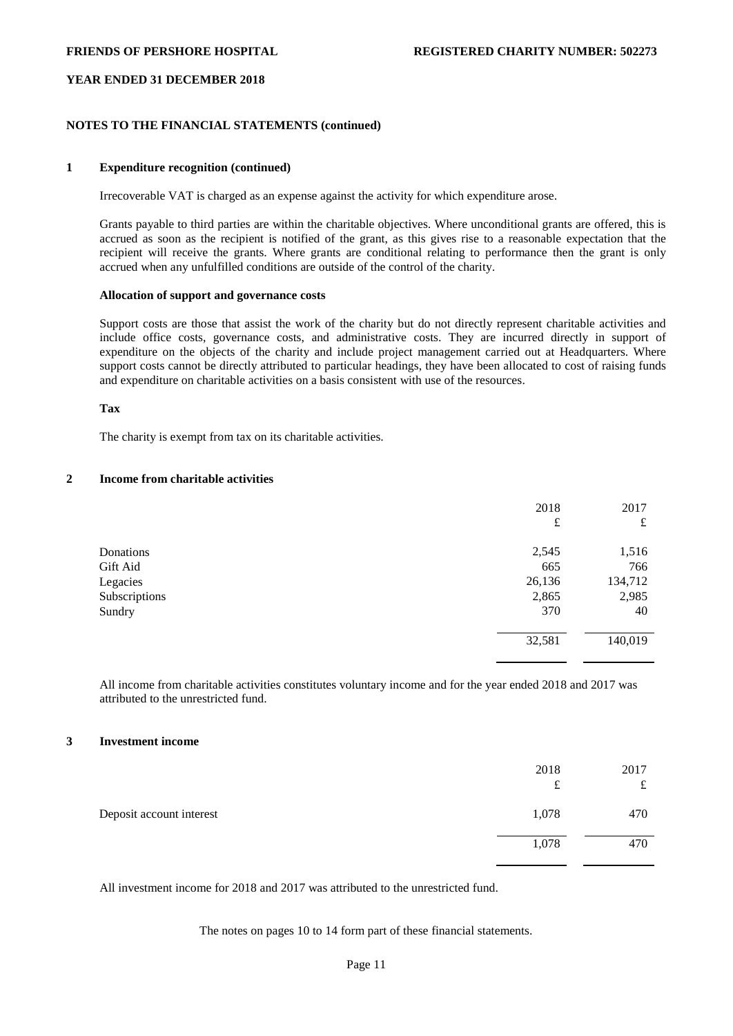## NOTES TO THE FINANCIAL STATEMENTS (continued)

### 1 Expenditure recognition (continued)

Irrecoverable VAT is charged as an expense against the activity for which expenditure arose.

Grants payable to third parties are within the charitable objectives. Where unconditional grants are offered, this is accrued as soon as the recipient is notified of the grant, as this gives rise to a reasonable expectation that the recipient will receive the grants. Where grants are conditional relating to performance then the grant is only accrued when any unfulfilled conditions are outside of the control of the charity.

**Allocation of support and governance costs**

Support costs are those that assist the work of the charity but do not directly represent charitable activities and include office costs, governance costs, and administrative costs. They are incurred directly in support of expenditure on the objects of the charity and include project management carried out at Headquarters. Where support costs cannot be directly attributed to particular headings, they have been allocated to cost of raising funds and expenditure on charitable activities on a basis consistent with use of the resources.

**Tax**

The charity is exempt from tax on its charitable activities.

### 2 Income from charitable activities

| | 2018 £ | 2017 £ |
|---|---|---|
| Donations | 2,545 | 1,516 |
| Gift Aid | 665 | 766 |
| Legacies | 26,136 | 134,712 |
| Subscriptions | 2,865 | 2,985 |
| Sundry | 370 | 40 |
| | 32,581 | 140,019 |

All income from charitable activities constitutes voluntary income and for the year ended 2018 and 2017 was attributed to the unrestricted fund.

### 3 Investment income

| | 2018 £ | 2017 £ |
|---|---|---|
| Deposit account interest | 1,078 | 470 |
| | 1,078 | 470 |

All investment income for 2018 and 2017 was attributed to the unrestricted fund.

The notes on pages 10 to 14 form part of these financial statements.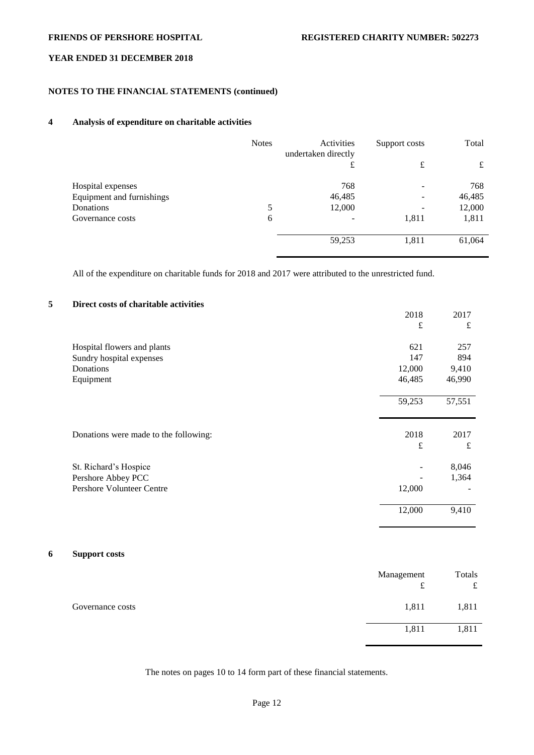## NOTES TO THE FINANCIAL STATEMENTS (continued)

### 4 Analysis of expenditure on charitable activities

| | Notes | Activities undertaken directly | Support costs | Total |
|---|---|---|---|---|
| | | £ | £ | £ |
| Hospital expenses | | 768 | - | 768 |
| Equipment and furnishings | | 46,485 | - | 46,485 |
| Donations | 5 | 12,000 | - | 12,000 |
| Governance costs | 6 | - | 1,811 | 1,811 |
| | | 59,253 | 1,811 | 61,064 |

All of the expenditure on charitable funds for 2018 and 2017 were attributed to the unrestricted fund.

### 5 Direct costs of charitable activities

| | 2018 | 2017 |
|---|---|---|
| | £ | £ |
| Hospital flowers and plants | 621 | 257 |
| Sundry hospital expenses | 147 | 894 |
| Donations | 12,000 | 9,410 |
| Equipment | 46,485 | 46,990 |
| | 59,253 | 57,551 |

| Donations were made to the following: | 2018 | 2017 |
|---|---|---|
| | £ | £ |
| St. Richard's Hospice | - | 8,046 |
| Pershore Abbey PCC | - | 1,364 |
| Pershore Volunteer Centre | 12,000 | - |
| | 12,000 | 9,410 |

### 6 Support costs

| | Management | Totals |
|---|---|---|
| | £ | £ |
| Governance costs | 1,811 | 1,811 |
| | 1,811 | 1,811 |

The notes on pages 10 to 14 form part of these financial statements.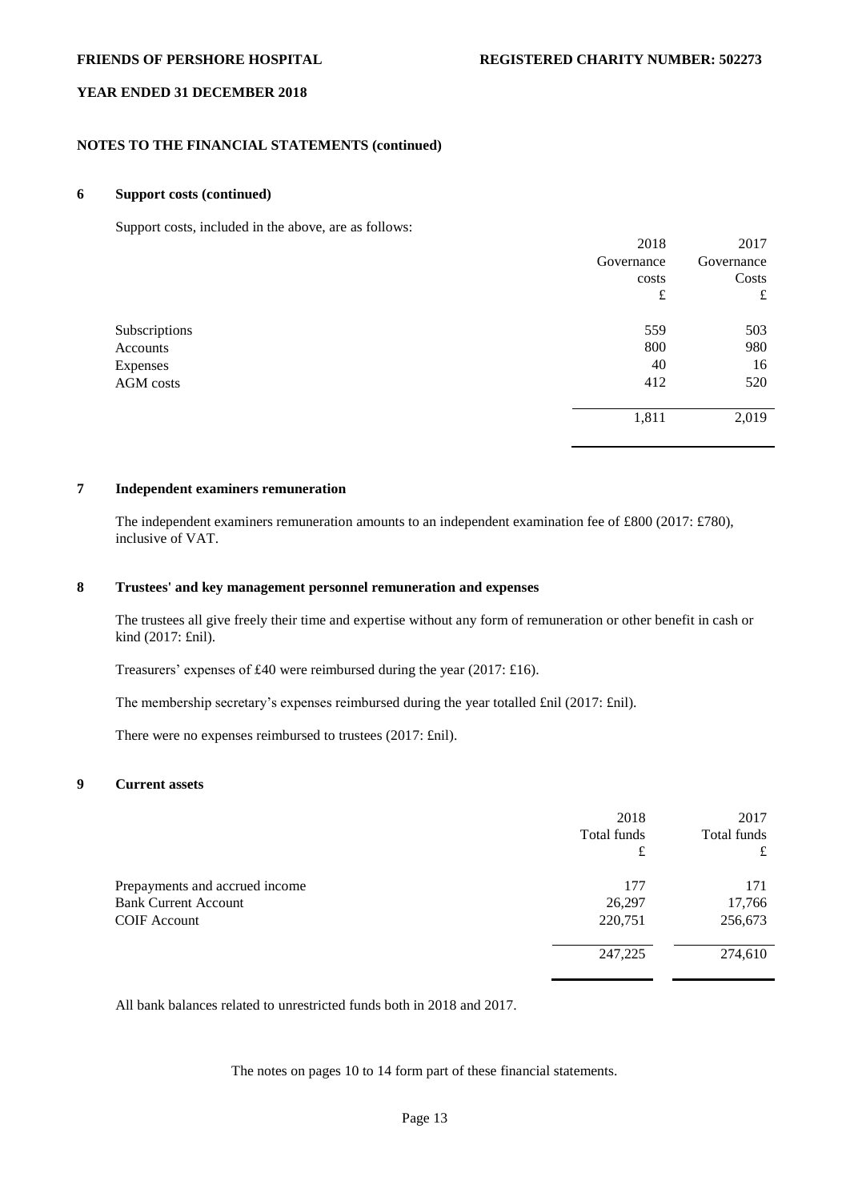## NOTES TO THE FINANCIAL STATEMENTS (continued)

### 6 Support costs (continued)

Support costs, included in the above, are as follows:

| | 2018 Governance costs £ | 2017 Governance Costs £ |
|---|---|---|
| Subscriptions | 559 | 503 |
| Accounts | 800 | 980 |
| Expenses | 40 | 16 |
| AGM costs | 412 | 520 |
| | 1,811 | 2,019 |

### 7 Independent examiners remuneration

The independent examiners remuneration amounts to an independent examination fee of £800 (2017: £780), inclusive of VAT.

### 8 Trustees' and key management personnel remuneration and expenses

The trustees all give freely their time and expertise without any form of remuneration or other benefit in cash or kind (2017: £nil).

Treasurers' expenses of £40 were reimbursed during the year (2017: £16).

The membership secretary's expenses reimbursed during the year totalled £nil (2017: £nil).

There were no expenses reimbursed to trustees (2017: £nil).

### 9 Current assets

| | 2018 Total funds £ | 2017 Total funds £ |
|---|---|---|
| Prepayments and accrued income | 177 | 171 |
| Bank Current Account | 26,297 | 17,766 |
| COIF Account | 220,751 | 256,673 |
| | 247,225 | 274,610 |

All bank balances related to unrestricted funds both in 2018 and 2017.

The notes on pages 10 to 14 form part of these financial statements.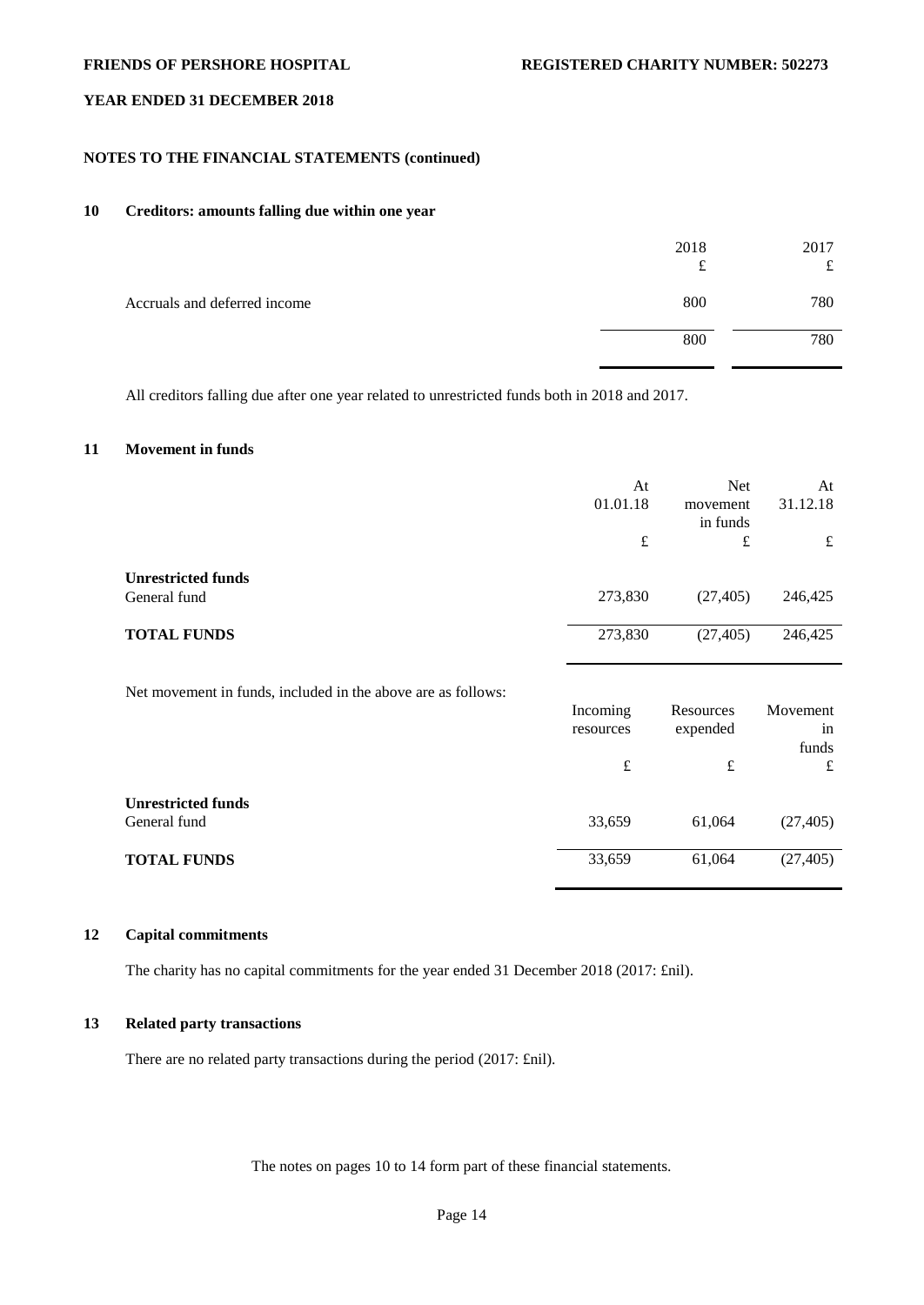## NOTES TO THE FINANCIAL STATEMENTS (continued)

### 10 Creditors: amounts falling due within one year

| | 2018 £ | 2017 £ |
|---|---|---|
| Accruals and deferred income | 800 | 780 |
| | 800 | 780 |

All creditors falling due after one year related to unrestricted funds both in 2018 and 2017.

### 11 Movement in funds

| | At 01.01.18 £ | Net movement in funds £ | At 31.12.18 £ |
|---|---|---|---|
| **Unrestricted funds** | | | |
| General fund | 273,830 | (27,405) | 246,425 |
| **TOTAL FUNDS** | 273,830 | (27,405) | 246,425 |

Net movement in funds, included in the above are as follows:

| | Incoming resources £ | Resources expended £ | Movement in funds £ |
|---|---|---|---|
| **Unrestricted funds** | | | |
| General fund | 33,659 | 61,064 | (27,405) |
| **TOTAL FUNDS** | 33,659 | 61,064 | (27,405) |

### 12 Capital commitments

The charity has no capital commitments for the year ended 31 December 2018 (2017: £nil).

### 13 Related party transactions

There are no related party transactions during the period (2017: £nil).

The notes on pages 10 to 14 form part of these financial statements.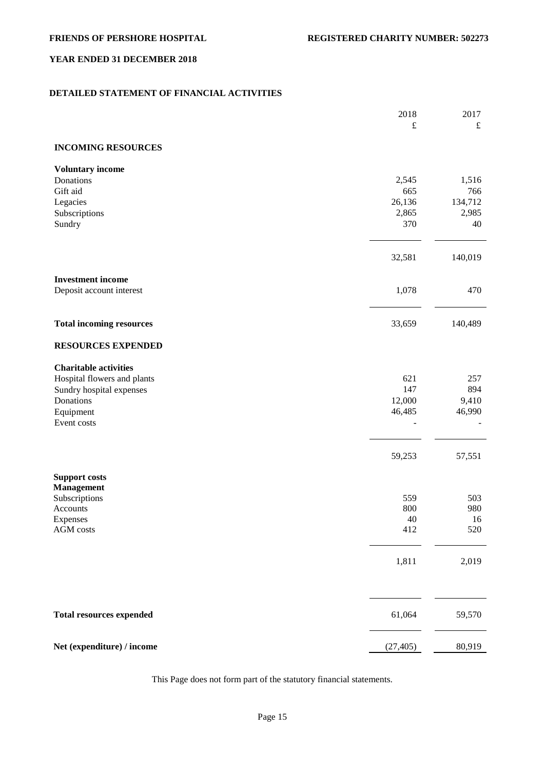**FRIENDS OF PERSHORE HOSPITAL** **REGISTERED CHARITY NUMBER: 502273**

**YEAR ENDED 31 DECEMBER 2018**

## DETAILED STATEMENT OF FINANCIAL ACTIVITIES

| | 2018 £ | 2017 £ |
|---|---|---|
| **INCOMING RESOURCES** | | |
| **Voluntary income** | | |
| Donations | 2,545 | 1,516 |
| Gift aid | 665 | 766 |
| Legacies | 26,136 | 134,712 |
| Subscriptions | 2,865 | 2,985 |
| Sundry | 370 | 40 |
| | 32,581 | 140,019 |
| **Investment income** | | |
| Deposit account interest | 1,078 | 470 |
| **Total incoming resources** | 33,659 | 140,489 |
| **RESOURCES EXPENDED** | | |
| **Charitable activities** | | |
| Hospital flowers and plants | 621 | 257 |
| Sundry hospital expenses | 147 | 894 |
| Donations | 12,000 | 9,410 |
| Equipment | 46,485 | 46,990 |
| Event costs | - | - |
| | 59,253 | 57,551 |
| **Support costs** | | |
| **Management** | | |
| Subscriptions | 559 | 503 |
| Accounts | 800 | 980 |
| Expenses | 40 | 16 |
| AGM costs | 412 | 520 |
| | 1,811 | 2,019 |
| **Total resources expended** | 61,064 | 59,570 |
| **Net (expenditure) / income** | (27,405) | 80,919 |

This Page does not form part of the statutory financial statements.